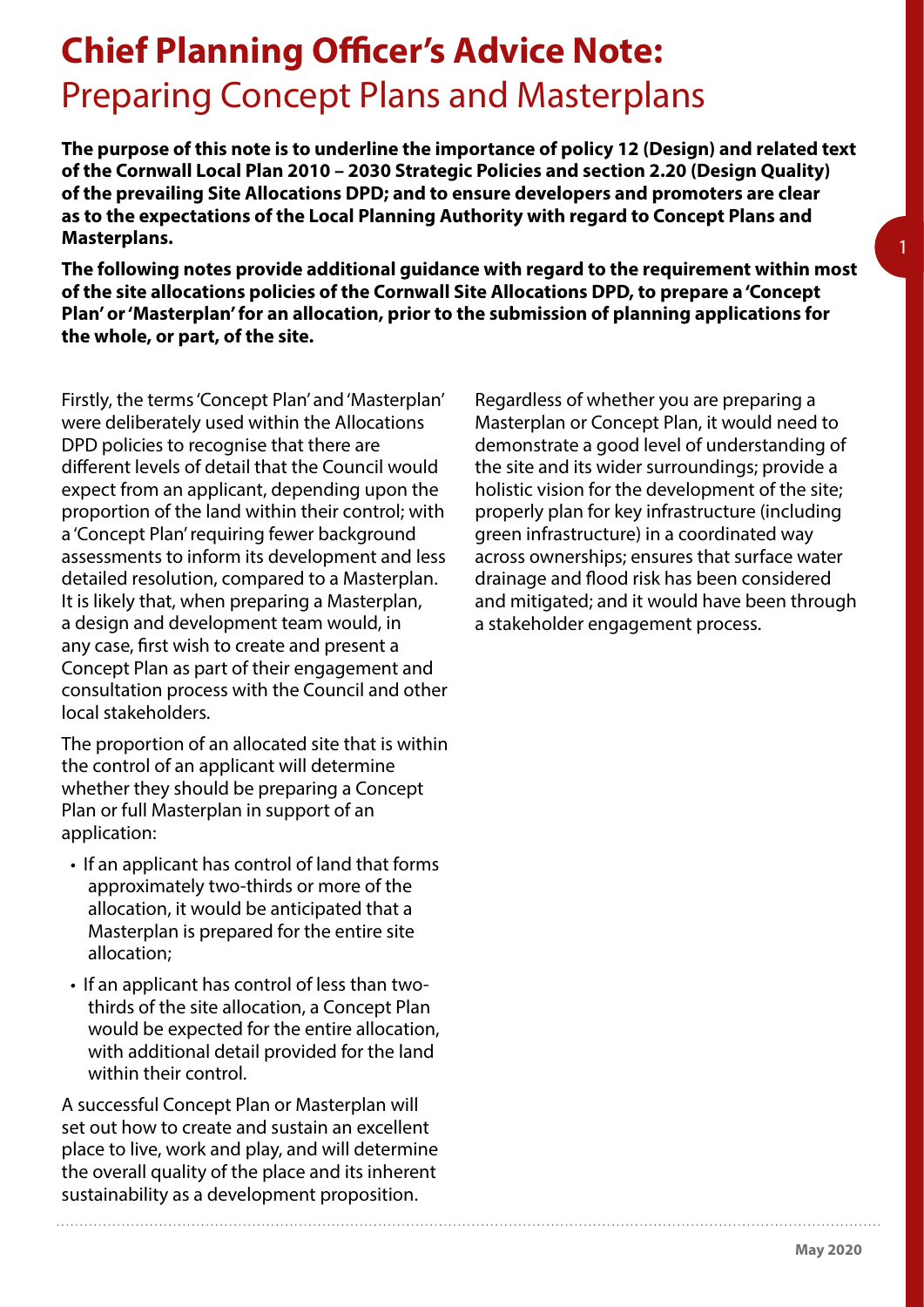# Chief Planning Officer's Advice Note: Preparing Concept Plans and Masterplans

**The purpose of this note is to underline the importance of policy 12 (Design) and related text of the Cornwall Local Plan 2010 – 2030 Strategic Policies and section 2.20 (Design Quality) of the prevailing Site Allocations DPD; and to ensure developers and promoters are clear as to the expectations of the Local Planning Authority with regard to Concept Plans and Masterplans.**

**The following notes provide additional guidance with regard to the requirement within most of the site allocations policies of the Cornwall Site Allocations DPD, to prepare a 'Concept Plan' or 'Masterplan' for an allocation, prior to the submission of planning applications for the whole, or part, of the site.**

Firstly, the terms 'Concept Plan' and 'Masterplan' were deliberately used within the Allocations DPD policies to recognise that there are different levels of detail that the Council would expect from an applicant, depending upon the proportion of the land within their control; with a 'Concept Plan' requiring fewer background assessments to inform its development and less detailed resolution, compared to a Masterplan. It is likely that, when preparing a Masterplan, a design and development team would, in any case, first wish to create and present a Concept Plan as part of their engagement and consultation process with the Council and other local stakeholders.

The proportion of an allocated site that is within the control of an applicant will determine whether they should be preparing a Concept Plan or full Masterplan in support of an application:

- If an applicant has control of land that forms approximately two-thirds or more of the allocation, it would be anticipated that a Masterplan is prepared for the entire site allocation;
- If an applicant has control of less than two-thirds of the site allocation, a Concept Plan would be expected for the entire allocation, with additional detail provided for the land within their control.

A successful Concept Plan or Masterplan will set out how to create and sustain an excellent place to live, work and play, and will determine the overall quality of the place and its inherent sustainability as a development proposition.

Regardless of whether you are preparing a Masterplan or Concept Plan, it would need to demonstrate a good level of understanding of the site and its wider surroundings; provide a holistic vision for the development of the site; properly plan for key infrastructure (including green infrastructure) in a coordinated way across ownerships; ensures that surface water drainage and flood risk has been considered and mitigated; and it would have been through a stakeholder engagement process.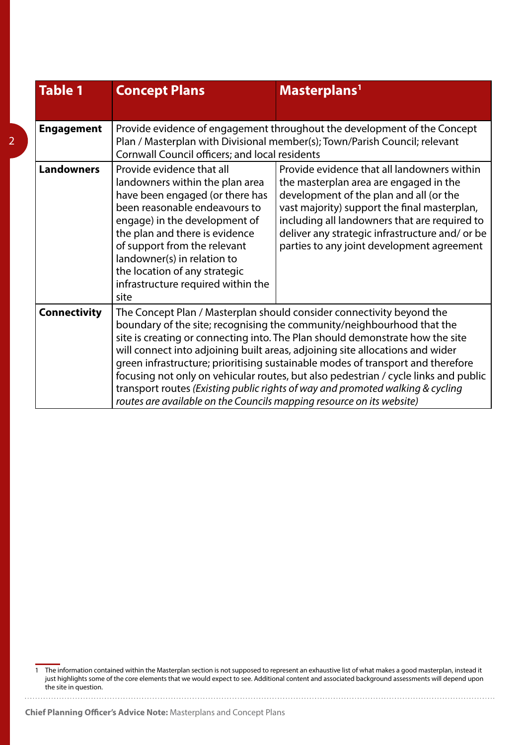| Table 1 | Concept Plans | Masterplans[1] |
| --- | --- | --- |
| **Engagement** | Provide evidence of engagement throughout the development of the Concept Plan / Masterplan with Divisional member(s); Town/Parish Council; relevant Cornwall Council officers; and local residents | |
| **Landowners** | Provide evidence that all landowners within the plan area have been engaged (or there has been reasonable endeavours to engage) in the development of the plan and there is evidence of support from the relevant landowner(s) in relation to the location of any strategic infrastructure required within the site | Provide evidence that all landowners within the masterplan area are engaged in the development of the plan and all (or the vast majority) support the final masterplan, including all landowners that are required to deliver any strategic infrastructure and/ or be parties to any joint development agreement |
| **Connectivity** | The Concept Plan / Masterplan should consider connectivity beyond the boundary of the site; recognising the community/neighbourhood that the site is creating or connecting into. The Plan should demonstrate how the site will connect into adjoining built areas, adjoining site allocations and wider green infrastructure; prioritising sustainable modes of transport and therefore focusing not only on vehicular routes, but also pedestrian / cycle links and public transport routes *(Existing public rights of way and promoted walking & cycling routes are available on the Councils mapping resource on its website)* | |

1 The information contained within the Masterplan section is not supposed to represent an exhaustive list of what makes a good masterplan, instead it just highlights some of the core elements that we would expect to see. Additional content and associated background assessments will depend upon the site in question.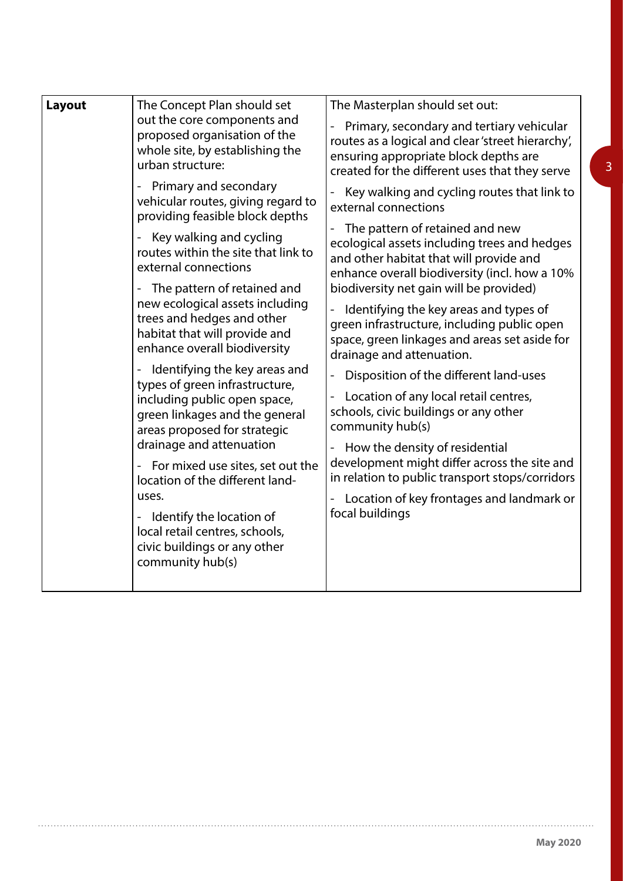| Layout | The Concept Plan should set out the core components and proposed organisation of the whole site, by establishing the urban structure:<br><br>- Primary and secondary vehicular routes, giving regard to providing feasible block depths<br>- Key walking and cycling routes within the site that link to external connections<br>- The pattern of retained and new ecological assets including trees and hedges and other habitat that will provide and enhance overall biodiversity<br>- Identifying the key areas and types of green infrastructure, including public open space, green linkages and the general areas proposed for strategic drainage and attenuation<br>- For mixed use sites, set out the location of the different land-uses.<br>- Identify the location of local retail centres, schools, civic buildings or any other community hub(s) | The Masterplan should set out:<br><br>- Primary, secondary and tertiary vehicular routes as a logical and clear 'street hierarchy', ensuring appropriate block depths are created for the different uses that they serve<br>- Key walking and cycling routes that link to external connections<br>- The pattern of retained and new ecological assets including trees and hedges and other habitat that will provide and enhance overall biodiversity (incl. how a 10% biodiversity net gain will be provided)<br>- Identifying the key areas and types of green infrastructure, including public open space, green linkages and areas set aside for drainage and attenuation.<br>- Disposition of the different land-uses<br>- Location of any local retail centres, schools, civic buildings or any other community hub(s)<br>- How the density of residential development might differ across the site and in relation to public transport stops/corridors<br>- Location of key frontages and landmark or focal buildings |
|---|---|---|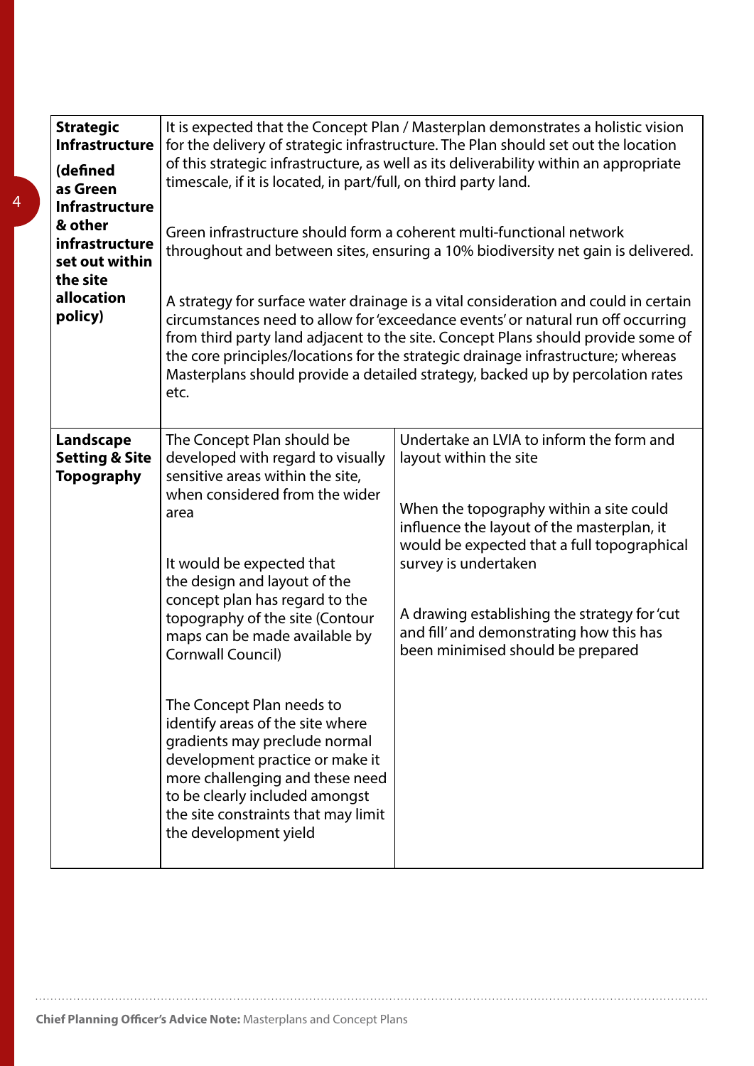| | | |
|---|---|---|
| **Strategic Infrastructure (defined as Green Infrastructure & other infrastructure set out within the site allocation policy)** | It is expected that the Concept Plan / Masterplan demonstrates a holistic vision for the delivery of strategic infrastructure. The Plan should set out the location of this strategic infrastructure, as well as its deliverability within an appropriate timescale, if it is located, in part/full, on third party land.<br><br>Green infrastructure should form a coherent multi-functional network throughout and between sites, ensuring a 10% biodiversity net gain is delivered.<br><br>A strategy for surface water drainage is a vital consideration and could in certain circumstances need to allow for 'exceedance events' or natural run off occurring from third party land adjacent to the site. Concept Plans should provide some of the core principles/locations for the strategic drainage infrastructure; whereas Masterplans should provide a detailed strategy, backed up by percolation rates etc. | |
| **Landscape Setting & Site Topography** | The Concept Plan should be developed with regard to visually sensitive areas within the site, when considered from the wider area<br><br>It would be expected that the design and layout of the concept plan has regard to the topography of the site (Contour maps can be made available by Cornwall Council)<br><br>The Concept Plan needs to identify areas of the site where gradients may preclude normal development practice or make it more challenging and these need to be clearly included amongst the site constraints that may limit the development yield | Undertake an LVIA to inform the form and layout within the site<br><br>When the topography within a site could influence the layout of the masterplan, it would be expected that a full topographical survey is undertaken<br><br>A drawing establishing the strategy for 'cut and fill' and demonstrating how this has been minimised should be prepared |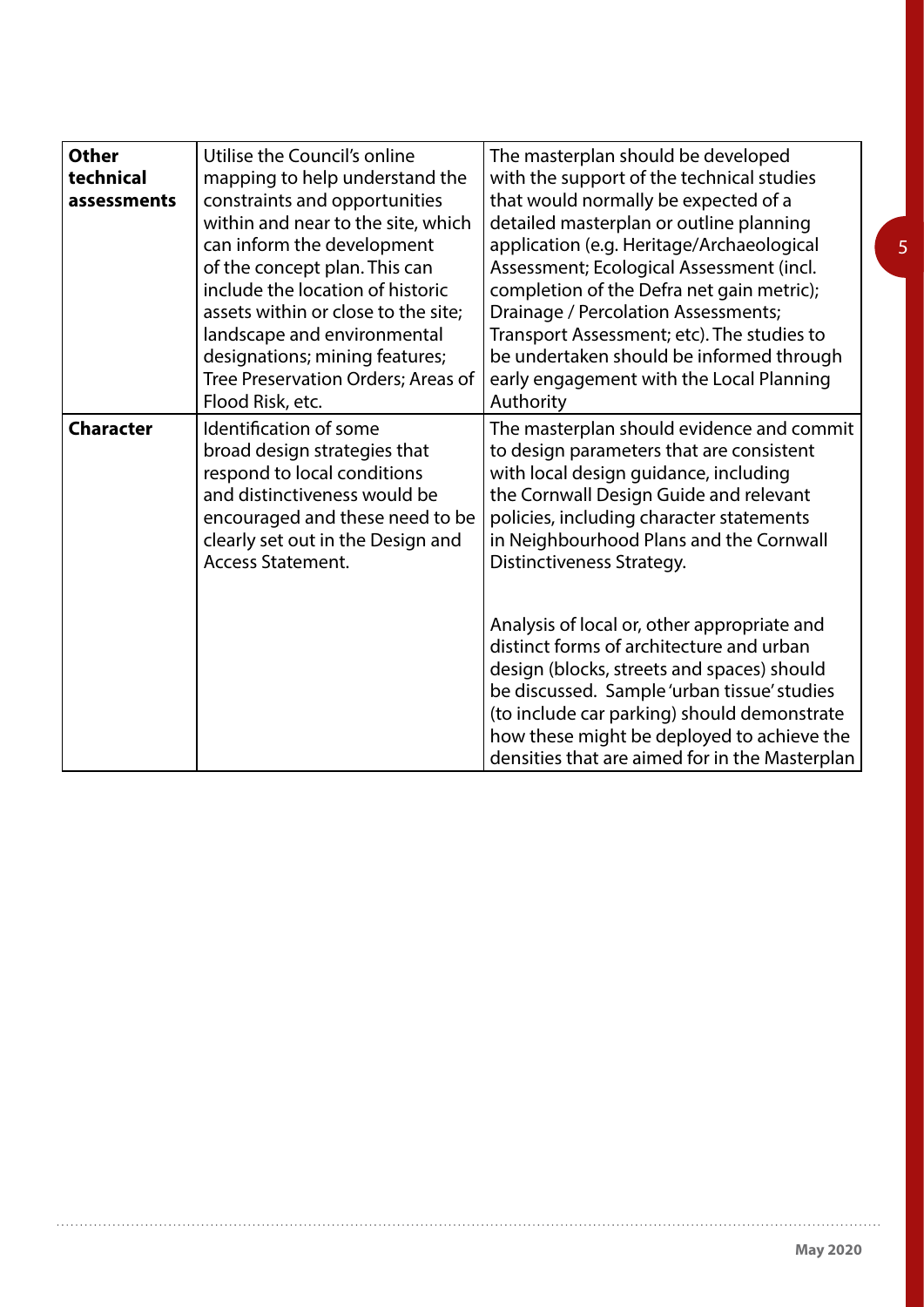| | | |
|---|---|---|
| **Other technical assessments** | Utilise the Council's online mapping to help understand the constraints and opportunities within and near to the site, which can inform the development of the concept plan. This can include the location of historic assets within or close to the site; landscape and environmental designations; mining features; Tree Preservation Orders; Areas of Flood Risk, etc. | The masterplan should be developed with the support of the technical studies that would normally be expected of a detailed masterplan or outline planning application (e.g. Heritage/Archaeological Assessment; Ecological Assessment (incl. completion of the Defra net gain metric); Drainage / Percolation Assessments; Transport Assessment; etc). The studies to be undertaken should be informed through early engagement with the Local Planning Authority |
| **Character** | Identification of some broad design strategies that respond to local conditions and distinctiveness would be encouraged and these need to be clearly set out in the Design and Access Statement. | The masterplan should evidence and commit to design parameters that are consistent with local design guidance, including the Cornwall Design Guide and relevant policies, including character statements in Neighbourhood Plans and the Cornwall Distinctiveness Strategy.<br><br>Analysis of local or, other appropriate and distinct forms of architecture and urban design (blocks, streets and spaces) should be discussed. Sample 'urban tissue' studies (to include car parking) should demonstrate how these might be deployed to achieve the densities that are aimed for in the Masterplan |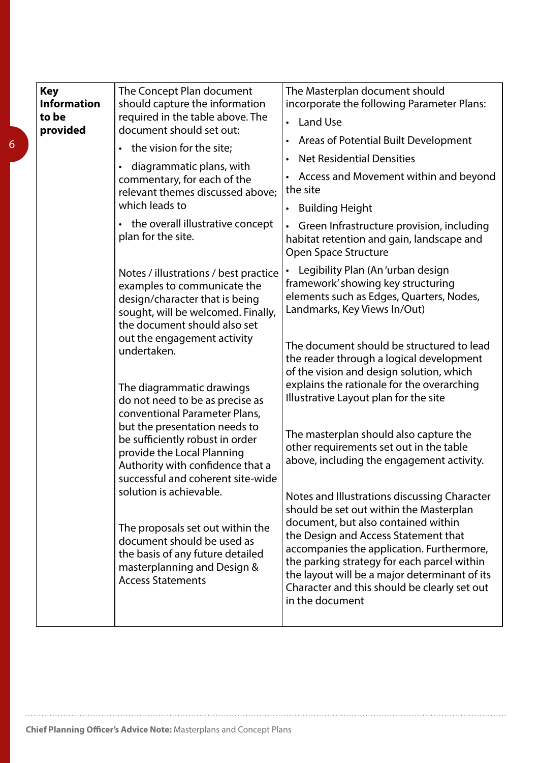| **Key Information to be provided** | The Concept Plan document should capture the information required in the table above. The document should set out:<br>• the vision for the site;<br>• diagrammatic plans, with commentary, for each of the relevant themes discussed above; which leads to<br>• the overall illustrative concept plan for the site.<br><br>Notes / illustrations / best practice examples to communicate the design/character that is being sought, will be welcomed. Finally, the document should also set out the engagement activity undertaken.<br><br>The diagrammatic drawings do not need to be as precise as conventional Parameter Plans, but the presentation needs to be sufficiently robust in order provide the Local Planning Authority with confidence that a successful and coherent site-wide solution is achievable.<br><br>The proposals set out within the document should be used as the basis of any future detailed masterplanning and Design & Access Statements | The Masterplan document should incorporate the following Parameter Plans:<br>• Land Use<br>• Areas of Potential Built Development<br>• Net Residential Densities<br>• Access and Movement within and beyond the site<br>• Building Height<br>• Green Infrastructure provision, including habitat retention and gain, landscape and Open Space Structure<br>• Legibility Plan (An 'urban design framework' showing key structuring elements such as Edges, Quarters, Nodes, Landmarks, Key Views In/Out)<br><br>The document should be structured to lead the reader through a logical development of the vision and design solution, which explains the rationale for the overarching Illustrative Layout plan for the site<br><br>The masterplan should also capture the other requirements set out in the table above, including the engagement activity.<br><br>Notes and Illustrations discussing Character should be set out within the Masterplan document, but also contained within the Design and Access Statement that accompanies the application. Furthermore, the parking strategy for each parcel within the layout will be a major determinant of its Character and this should be clearly set out in the document |
|---|---|---|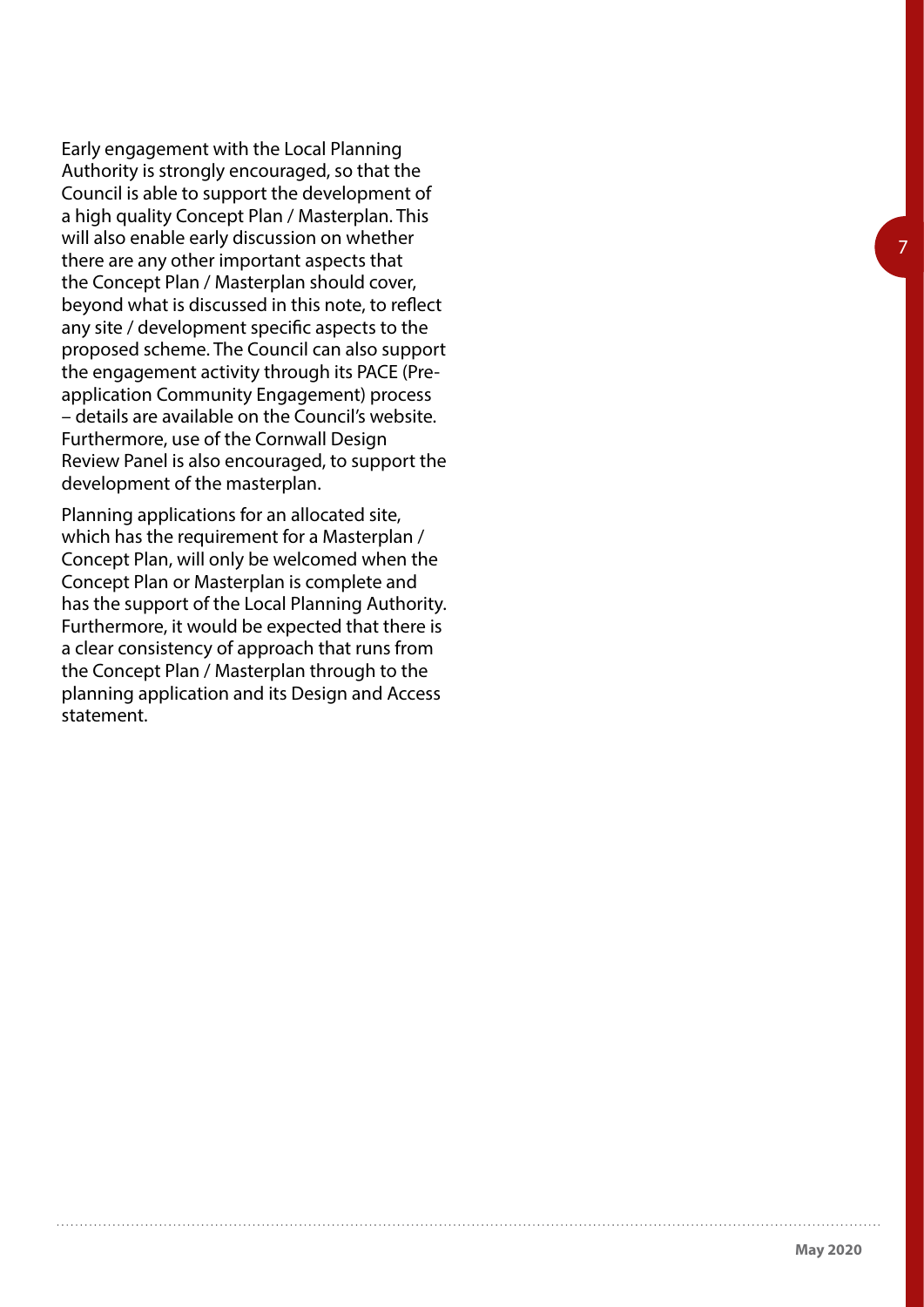Early engagement with the Local Planning Authority is strongly encouraged, so that the Council is able to support the development of a high quality Concept Plan / Masterplan. This will also enable early discussion on whether there are any other important aspects that the Concept Plan / Masterplan should cover, beyond what is discussed in this note, to reflect any site / development specific aspects to the proposed scheme. The Council can also support the engagement activity through its PACE (Pre-application Community Engagement) process – details are available on the Council's website. Furthermore, use of the Cornwall Design Review Panel is also encouraged, to support the development of the masterplan.

Planning applications for an allocated site, which has the requirement for a Masterplan / Concept Plan, will only be welcomed when the Concept Plan or Masterplan is complete and has the support of the Local Planning Authority. Furthermore, it would be expected that there is a clear consistency of approach that runs from the Concept Plan / Masterplan through to the planning application and its Design and Access statement.